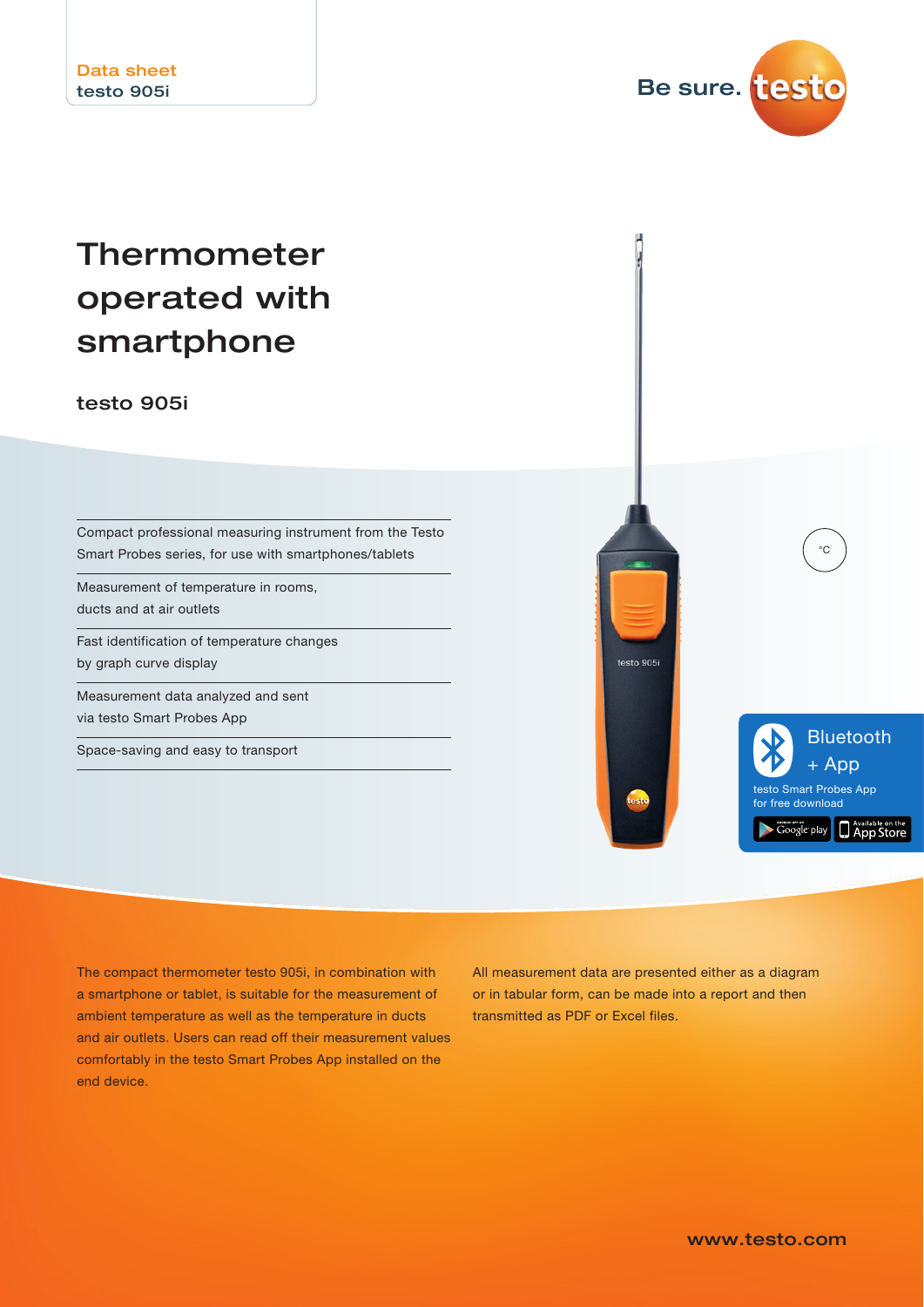Data sheet
testo 905i

Be sure. testo

# Thermometer operated with smartphone

## testo 905i

- Compact professional measuring instrument from the Testo Smart Probes series, for use with smartphones/tablets
- Measurement of temperature in rooms, ducts and at air outlets
- Fast identification of temperature changes by graph curve display
- Measurement data analyzed and sent via testo Smart Probes App
- Space-saving and easy to transport

°C

**Bluetooth + App**

testo Smart Probes App for free download

The compact thermometer testo 905i, in combination with a smartphone or tablet, is suitable for the measurement of ambient temperature as well as the temperature in ducts and air outlets. Users can read off their measurement values comfortably in the testo Smart Probes App installed on the end device.

All measurement data are presented either as a diagram or in tabular form, can be made into a report and then transmitted as PDF or Excel files.

www.testo.com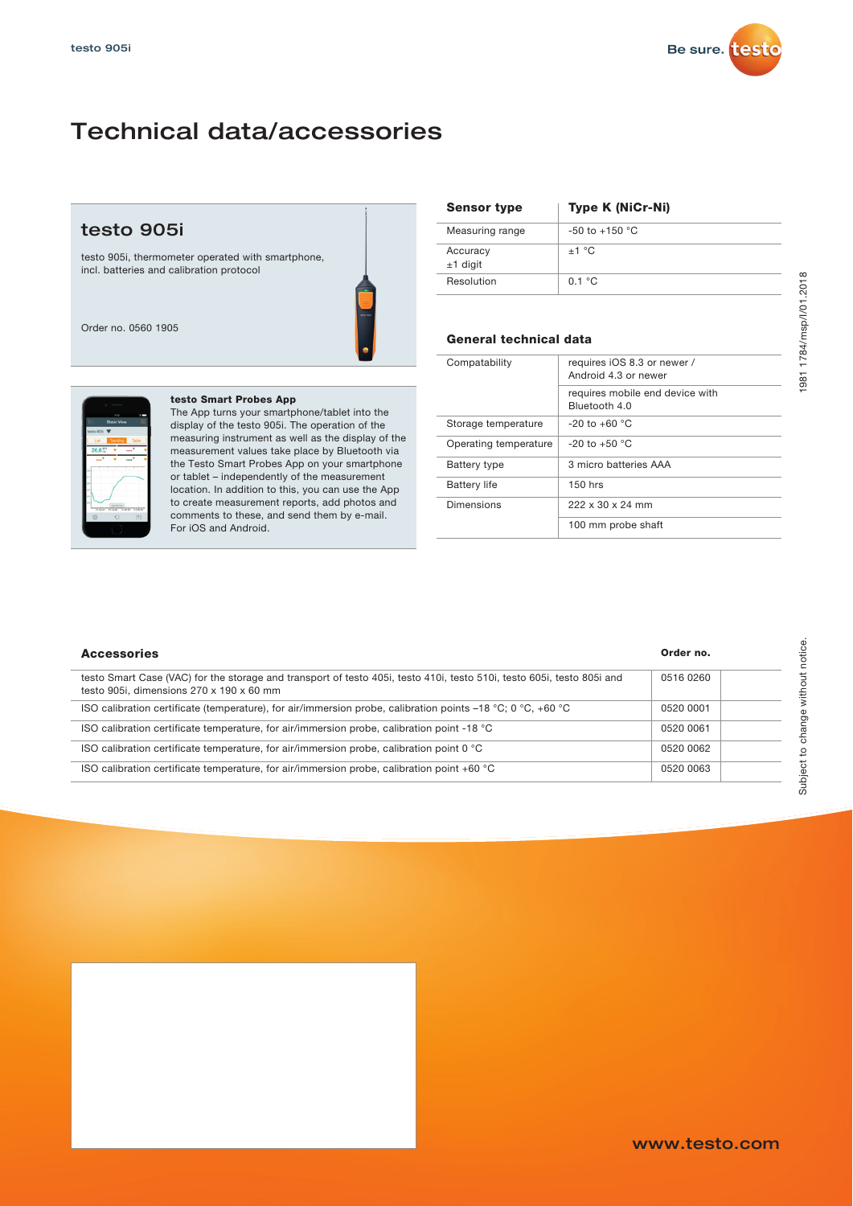# Technical data/accessories

## testo 905i

testo 905i, thermometer operated with smartphone, incl. batteries and calibration protocol

Order no. 0560 1905

**testo Smart Probes App**
The App turns your smartphone/tablet into the display of the testo 905i. The operation of the measuring instrument as well as the display of the measurement values take place by Bluetooth via the Testo Smart Probes App on your smartphone or tablet – independently of the measurement location. In addition to this, you can use the App to create measurement reports, add photos and comments to these, and send them by e-mail. For iOS and Android.

| Sensor type | Type K (NiCr-Ni) |
|---|---|
| Measuring range | -50 to +150 °C |
| Accuracy ±1 digit | ±1 °C |
| Resolution | 0.1 °C |

### General technical data

| | |
|---|---|
| Compatability | requires iOS 8.3 or newer / Android 4.3 or newer |
| | requires mobile end device with Bluetooth 4.0 |
| Storage temperature | -20 to +60 °C |
| Operating temperature | -20 to +50 °C |
| Battery type | 3 micro batteries AAA |
| Battery life | 150 hrs |
| Dimensions | 222 x 30 x 24 mm |
| | 100 mm probe shaft |

| Accessories | Order no. |
|---|---|
| testo Smart Case (VAC) for the storage and transport of testo 405i, testo 410i, testo 510i, testo 605i, testo 805i and testo 905i, dimensions 270 x 190 x 60 mm | 0516 0260 |
| ISO calibration certificate (temperature), for air/immersion probe, calibration points –18 °C; 0 °C, +60 °C | 0520 0001 |
| ISO calibration certificate temperature, for air/immersion probe, calibration point -18 °C | 0520 0061 |
| ISO calibration certificate temperature, for air/immersion probe, calibration point 0 °C | 0520 0062 |
| ISO calibration certificate temperature, for air/immersion probe, calibration point +60 °C | 0520 0063 |

1981 1784/msp/I/01.2018

Subject to change without notice.

www.testo.com